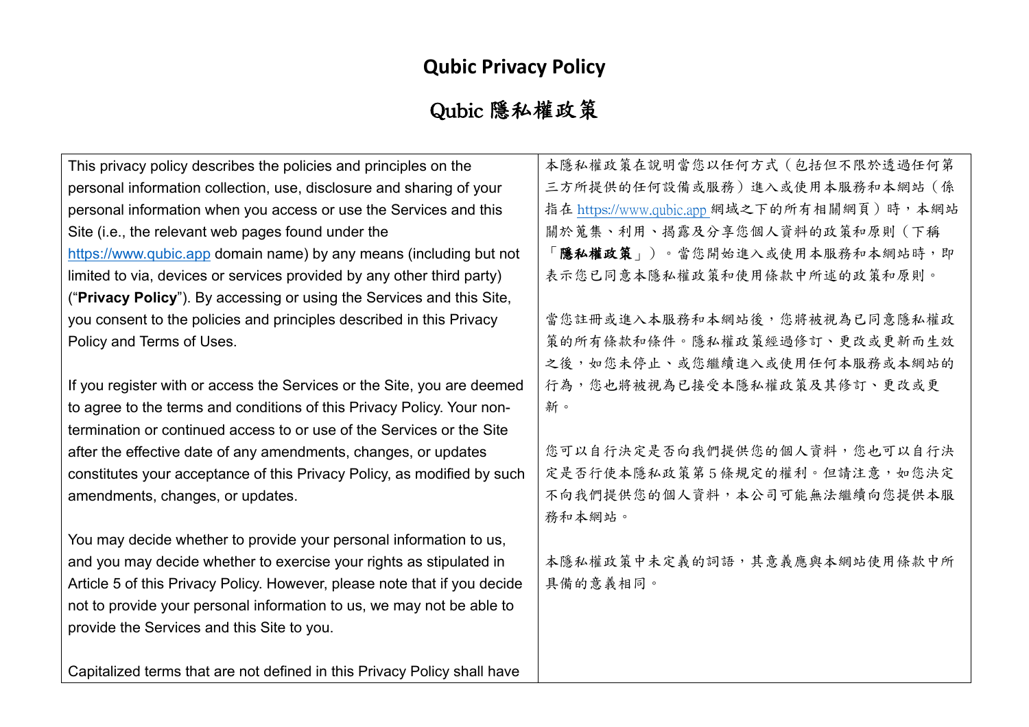# Qubic Privacy Policy

# Qubic 隱私權政策

| | |
|---|---|
| This privacy policy describes the policies and principles on the personal information collection, use, disclosure and sharing of your personal information when you access or use the Services and this Site (i.e., the relevant web pages found under the https://www.qubic.app domain name) by any means (including but not limited to via, devices or services provided by any other third party) ("**Privacy Policy**"). By accessing or using the Services and this Site, you consent to the policies and principles described in this Privacy Policy and Terms of Uses.<br><br>If you register with or access the Services or the Site, you are deemed to agree to the terms and conditions of this Privacy Policy. Your non-termination or continued access to or use of the Services or the Site after the effective date of any amendments, changes, or updates constitutes your acceptance of this Privacy Policy, as modified by such amendments, changes, or updates.<br><br>You may decide whether to provide your personal information to us, and you may decide whether to exercise your rights as stipulated in Article 5 of this Privacy Policy. However, please note that if you decide not to provide your personal information to us, we may not be able to provide the Services and this Site to you.<br><br>Capitalized terms that are not defined in this Privacy Policy shall have | 本隱私權政策在說明當您以任何方式（包括但不限於透過任何第三方所提供的任何設備或服務）進入或使用本服務和本網站（係指在 https://www.qubic.app 網域之下的所有相關網頁）時，本網站關於蒐集、利用、揭露及分享您個人資料的政策和原則（下稱「**隱私權政策**」）。當您開始進入或使用本服務和本網站時，即表示您已同意本隱私權政策和使用條款中所述的政策和原則。<br><br>當您註冊或進入本服務和本網站後，您將被視為已同意隱私權政策的所有條款和條件。隱私權政策經過修訂、更改或更新而生效之後，如您未停止、或您繼續進入或使用任何本服務或本網站的行為，您也將被視為已接受本隱私權政策及其修訂、更改或更新。<br><br>您可以自行決定是否向我們提供您的個人資料，您也可以自行決定是否行使本隱私政策第 5 條規定的權利。但請注意，如您決定不向我們提供您的個人資料，本公司可能無法繼續向您提供本服務和本網站。<br><br>本隱私權政策中未定義的詞語，其意義應與本網站使用條款中所具備的意義相同。 |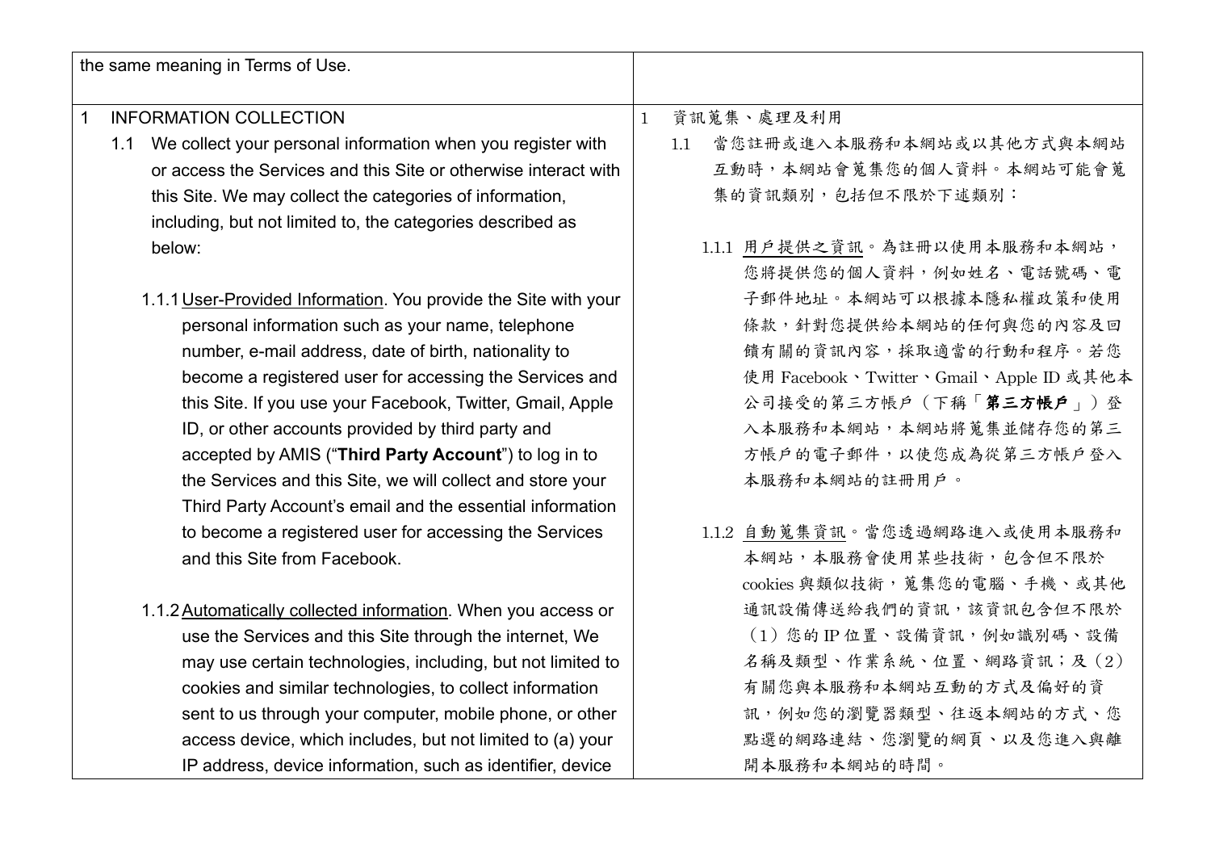| | |
|---|---|
| the same meaning in Terms of Use. | |
| 1 INFORMATION COLLECTION<br><br>1.1 We collect your personal information when you register with or access the Services and this Site or otherwise interact with this Site. We may collect the categories of information, including, but not limited to, the categories described as below:<br><br>1.1.1 <u>User-Provided Information</u>. You provide the Site with your personal information such as your name, telephone number, e-mail address, date of birth, nationality to become a registered user for accessing the Services and this Site. If you use your Facebook, Twitter, Gmail, Apple ID, or other accounts provided by third party and accepted by AMIS ("**Third Party Account**") to log in to the Services and this Site, we will collect and store your Third Party Account's email and the essential information to become a registered user for accessing the Services and this Site from Facebook.<br><br>1.1.2 <u>Automatically collected information</u>. When you access or use the Services and this Site through the internet, We may use certain technologies, including, but not limited to cookies and similar technologies, to collect information sent to us through your computer, mobile phone, or other access device, which includes, but not limited to (a) your IP address, device information, such as identifier, device | 1 資訊蒐集、處理及利用<br><br>1.1 當您註冊或進入本服務和本網站或以其他方式與本網站互動時，本網站會蒐集您的個人資料。本網站可能會蒐集的資訊類別，包括但不限於下述類別：<br><br>1.1.1 <u>用戶提供之資訊</u>。為註冊以使用本服務和本網站，您將提供您的個人資料，例如姓名、電話號碼、電子郵件地址。本網站可以根據本隱私權政策和使用條款，針對您提供給本網站的任何與您的內容及回饋有關的資訊內容，採取適當的行動和程序。若您使用 Facebook、Twitter、Gmail、Apple ID 或其他本公司接受的第三方帳戶（下稱「**第三方帳戶**」）登入本服務和本網站，本網站將蒐集並儲存您的第三方帳戶的電子郵件，以使您成為從第三方帳戶登入本服務和本網站的註冊用戶。<br><br>1.1.2 <u>自動蒐集資訊</u>。當您透過網路進入或使用本服務和本網站，本服務會使用某些技術，包含但不限於 cookies 與類似技術，蒐集您的電腦、手機、或其他通訊設備傳送給我們的資訊，該資訊包含但不限於（1）您的 IP 位置、設備資訊，例如識別碼、設備名稱及類型、作業系統、位置、網路資訊；及（2）有關您與本服務和本網站互動的方式及偏好的資訊，例如您的瀏覽器類型、往返本網站的方式、您點選的網路連結、您瀏覽的網頁、以及您進入與離開本服務和本網站的時間。 |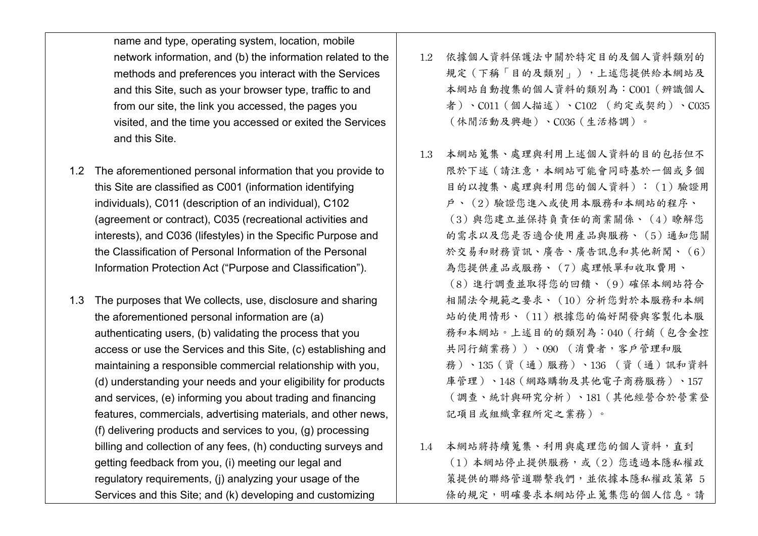name and type, operating system, location, mobile network information, and (b) the information related to the methods and preferences you interact with the Services and this Site, such as your browser type, traffic to and from our site, the link you accessed, the pages you visited, and the time you accessed or exited the Services and this Site.

1.2 The aforementioned personal information that you provide to this Site are classified as C001 (information identifying individuals), C011 (description of an individual), C102 (agreement or contract), C035 (recreational activities and interests), and C036 (lifestyles) in the Specific Purpose and the Classification of Personal Information of the Personal Information Protection Act (“Purpose and Classification”).

1.3 The purposes that We collects, use, disclosure and sharing the aforementioned personal information are (a) authenticating users, (b) validating the process that you access or use the Services and this Site, (c) establishing and maintaining a responsible commercial relationship with you, (d) understanding your needs and your eligibility for products and services, (e) informing you about trading and financing features, commercials, advertising materials, and other news, (f) delivering products and services to you, (g) processing billing and collection of any fees, (h) conducting surveys and getting feedback from you, (i) meeting our legal and regulatory requirements, (j) analyzing your usage of the Services and this Site; and (k) developing and customizing

1.2 依據個人資料保護法中關於特定目的及個人資料類別的規定（下稱「目的及類別」），上述您提供給本網站及本網站自動搜集的個人資料的類別為：C001（辨識個人者）、C011（個人描述）、C102 （約定或契約）、C035（休閒活動及興趣）、C036（生活格調）。

1.3 本網站蒐集、處理與利用上述個人資料的目的包括但不限於下述（請注意，本網站可能會同時基於一個或多個目的以搜集、處理與利用您的個人資料）：（1）驗證用戶、（2）驗證您進入或使用本服務和本網站的程序、（3）與您建立並保持負責任的商業關係、（4）瞭解您的需求以及您是否適合使用產品與服務、（5）通知您關於交易和財務資訊、廣告、廣告訊息和其他新聞、（6）為您提供產品或服務、（7）處理帳單和收取費用、（8）進行調查並取得您的回饋、（9）確保本網站符合相關法令規範之要求、（10）分析您對於本服務和本網站的使用情形、（11）根據您的偏好開發與客製化本服務和本網站。上述目的的類別為：040（行銷（包含金控共同行銷業務））、090 （消費者，客戶管理和服務）、135（資（通）服務）、136 （資（通）訊和資料庫管理）、148（網路購物及其他電子商務服務）、157（調查、統計與研究分析）、181（其他經營合於營業登記項目或組織章程所定之業務）。

1.4 本網站將持續蒐集、利用與處理您的個人資料，直到（1）本網站停止提供服務，或（2）您透過本隱私權政策提供的聯絡管道聯繫我們，並依據本隱私權政策第 5 條的規定，明確要求本網站停止蒐集您的個人信息。請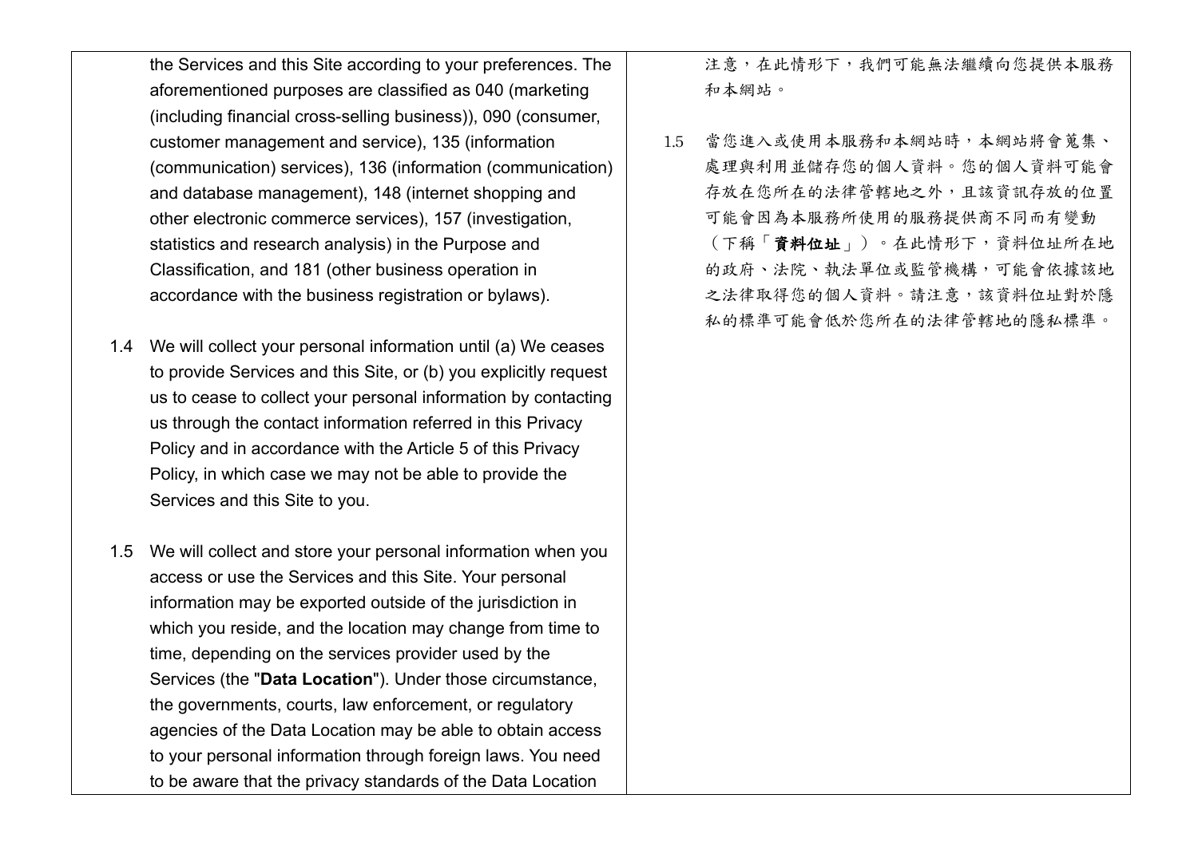the Services and this Site according to your preferences. The aforementioned purposes are classified as 040 (marketing (including financial cross-selling business)), 090 (consumer, customer management and service), 135 (information (communication) services), 136 (information (communication) and database management), 148 (internet shopping and other electronic commerce services), 157 (investigation, statistics and research analysis) in the Purpose and Classification, and 181 (other business operation in accordance with the business registration or bylaws).

1.4 We will collect your personal information until (a) We ceases to provide Services and this Site, or (b) you explicitly request us to cease to collect your personal information by contacting us through the contact information referred in this Privacy Policy and in accordance with the Article 5 of this Privacy Policy, in which case we may not be able to provide the Services and this Site to you.

1.5 We will collect and store your personal information when you access or use the Services and this Site. Your personal information may be exported outside of the jurisdiction in which you reside, and the location may change from time to time, depending on the services provider used by the Services (the "**Data Location**"). Under those circumstance, the governments, courts, law enforcement, or regulatory agencies of the Data Location may be able to obtain access to your personal information through foreign laws. You need to be aware that the privacy standards of the Data Location

注意，在此情形下，我們可能無法繼續向您提供本服務和本網站。

1.5 當您進入或使用本服務和本網站時，本網站將會蒐集、處理與利用並儲存您的個人資料。您的個人資料可能會存放在您所在的法律管轄地之外，且該資訊存放的位置可能會因為本服務所使用的服務提供商不同而有變動（下稱「**資料位址**」）。在此情形下，資料位址所在地的政府、法院、執法單位或監管機構，可能會依據該地之法律取得您的個人資料。請注意，該資料位址對於隱私的標準可能會低於您所在的法律管轄地的隱私標準。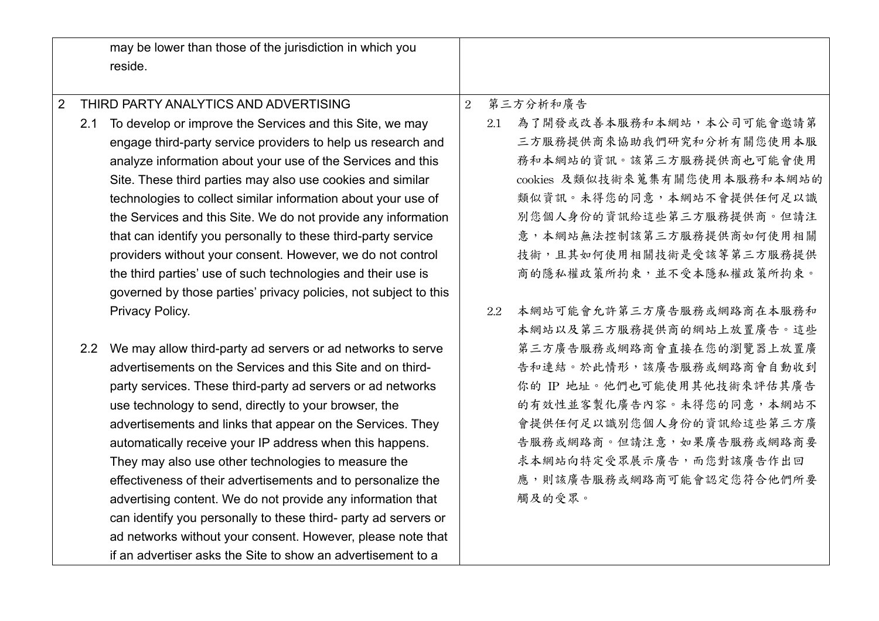| | |
|---|---|
| may be lower than those of the jurisdiction in which you reside. | |
| 2 THIRD PARTY ANALYTICS AND ADVERTISING<br><br>2.1 To develop or improve the Services and this Site, we may engage third-party service providers to help us research and analyze information about your use of the Services and this Site. These third parties may also use cookies and similar technologies to collect similar information about your use of the Services and this Site. We do not provide any information that can identify you personally to these third-party service providers without your consent. However, we do not control the third parties' use of such technologies and their use is governed by those parties' privacy policies, not subject to this Privacy Policy.<br><br>2.2 We may allow third-party ad servers or ad networks to serve advertisements on the Services and this Site and on third-party services. These third-party ad servers or ad networks use technology to send, directly to your browser, the advertisements and links that appear on the Services. They automatically receive your IP address when this happens. They may also use other technologies to measure the effectiveness of their advertisements and to personalize the advertising content. We do not provide any information that can identify you personally to these third- party ad servers or ad networks without your consent. However, please note that if an advertiser asks the Site to show an advertisement to a | 2 第三方分析和廣告<br><br>2.1 為了開發或改善本服務和本網站，本公司可能會邀請第三方服務提供商來協助我們研究和分析有關您使用本服務和本網站的資訊。該第三方服務提供商也可能會使用 cookies 及類似技術來蒐集有關您使用本服務和本網站的類似資訊。未得您的同意，本網站不會提供任何足以識別您個人身份的資訊給這些第三方服務提供商。但請注意，本網站無法控制該第三方服務提供商如何使用相關技術，且其如何使用相關技術是受該等第三方服務提供商的隱私權政策所拘束，並不受本隱私權政策所拘束。<br><br>2.2 本網站可能會允許第三方廣告服務或網路商在本服務和本網站以及第三方服務提供商的網站上放置廣告。這些第三方廣告服務或網路商會直接在您的瀏覽器上放置廣告和連結。於此情形，該廣告服務或網路商會自動收到你的 IP 地址。他們也可能使用其他技術來評估其廣告的有效性並客製化廣告內容。未得您的同意，本網站不會提供任何足以識別您個人身份的資訊給這些第三方廣告服務或網路商。但請注意，如果廣告服務或網路商要求本網站向特定受眾展示廣告，而您對該廣告作出回應，則該廣告服務或網路商可能會認定您符合他們所要觸及的受眾。 |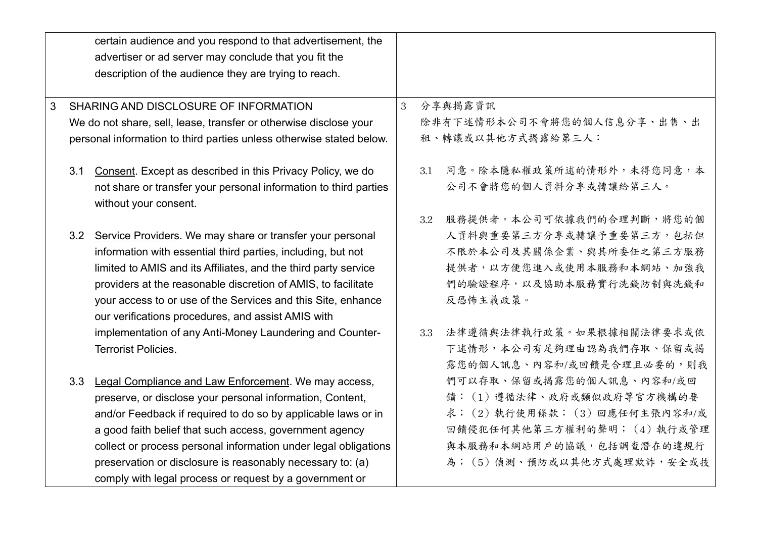| | |
|---|---|
| certain audience and you respond to that advertisement, the advertiser or ad server may conclude that you fit the description of the audience they are trying to reach. | |
| 3 SHARING AND DISCLOSURE OF INFORMATION<br>We do not share, sell, lease, transfer or otherwise disclose your personal information to third parties unless otherwise stated below.<br><br>3.1 Consent. Except as described in this Privacy Policy, we do not share or transfer your personal information to third parties without your consent.<br><br>3.2 Service Providers. We may share or transfer your personal information with essential third parties, including, but not limited to AMIS and its Affiliates, and the third party service providers at the reasonable discretion of AMIS, to facilitate your access to or use of the Services and this Site, enhance our verifications procedures, and assist AMIS with implementation of any Anti-Money Laundering and Counter-Terrorist Policies.<br><br>3.3 Legal Compliance and Law Enforcement. We may access, preserve, or disclose your personal information, Content, and/or Feedback if required to do so by applicable laws or in a good faith belief that such access, government agency collect or process personal information under legal obligations preservation or disclosure is reasonably necessary to: (a) comply with legal process or request by a government or | 3 分享與揭露資訊<br>除非有下述情形本公司不會將您的個人信息分享、出售、出租、轉讓或以其他方式揭露給第三人：<br><br>3.1 同意。除本隱私權政策所述的情形外，未得您同意，本公司不會將您的個人資料分享或轉讓給第三人。<br><br>3.2 服務提供者。本公司可依據我們的合理判斷，將您的個人資料與重要第三方分享或轉讓予重要第三方，包括但不限於本公司及其關係企業、與其所委任之第三方服務提供者，以方便您進入或使用本服務和本網站、加強我們的驗證程序，以及協助本服務實行洗錢防制與洗錢和反恐怖主義政策。<br><br>3.3 法律遵循與法律執行政策。如果根據相關法律要求或依下述情形，本公司有足夠理由認為我們存取、保留或揭露您的個人訊息、內容和/或回饋是合理且必要的，則我們可以存取、保留或揭露您的個人訊息、內容和/或回饋：（1）遵循法律、政府或類似政府等官方機構的要求；（2）執行使用條款；（3）回應任何主張內容和/或回饋侵犯任何其他第三方權利的聲明；（4）執行或管理與本服務和本網站用戶的協議，包括調查潛在的違規行為；（5）偵測、預防或以其他方式處理欺詐，安全或技 |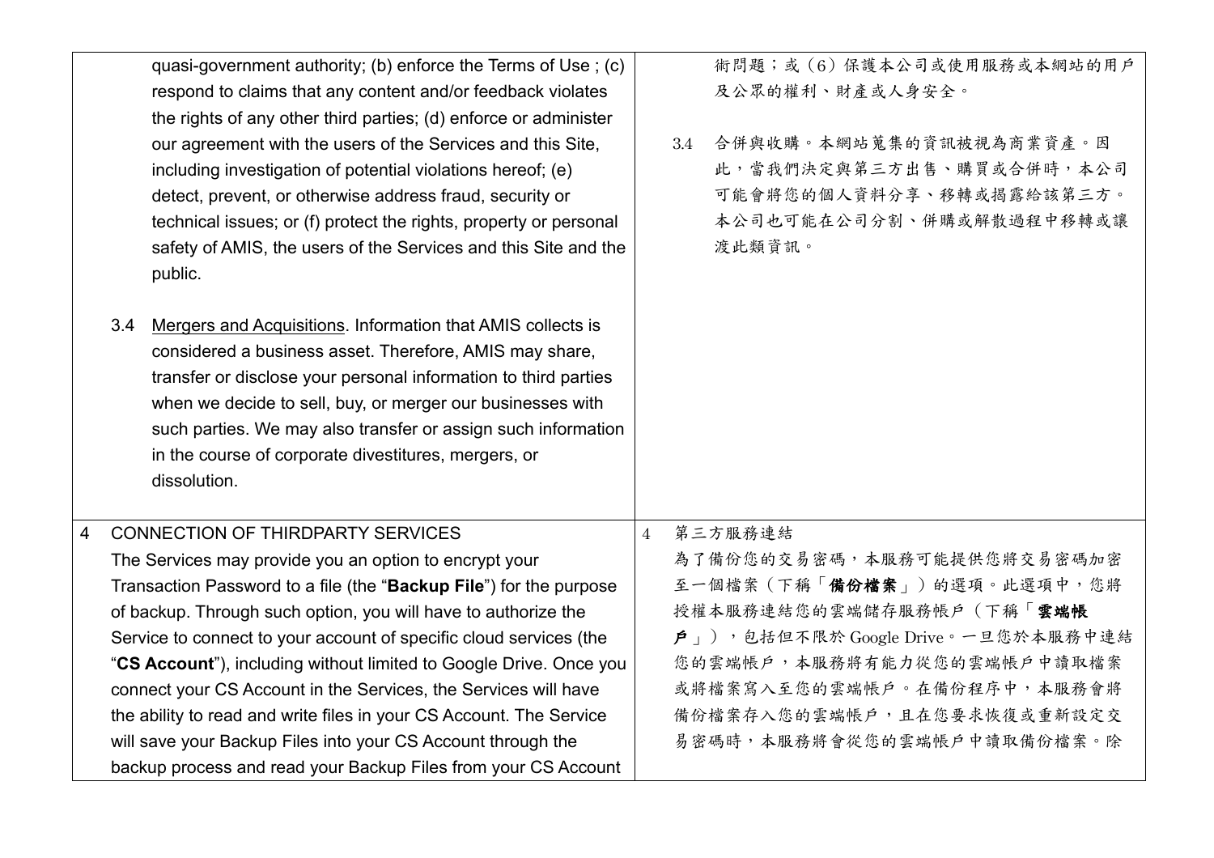| | |
|---|---|
| quasi-government authority; (b) enforce the Terms of Use ; (c) respond to claims that any content and/or feedback violates the rights of any other third parties; (d) enforce or administer our agreement with the users of the Services and this Site, including investigation of potential violations hereof; (e) detect, prevent, or otherwise address fraud, security or technical issues; or (f) protect the rights, property or personal safety of AMIS, the users of the Services and this Site and the public.<br><br>3.4 Mergers and Acquisitions. Information that AMIS collects is considered a business asset. Therefore, AMIS may share, transfer or disclose your personal information to third parties when we decide to sell, buy, or merger our businesses with such parties. We may also transfer or assign such information in the course of corporate divestitures, mergers, or dissolution. | 術問題；或（6）保護本公司或使用服務或本網站的用戶及公眾的權利、財產或人身安全。<br><br>3.4 合併與收購。本網站蒐集的資訊被視為商業資產。因此，當我們決定與第三方出售、購買或合併時，本公司可能會將您的個人資料分享、移轉或揭露給該第三方。本公司也可能在公司分割、併購或解散過程中移轉或讓渡此類資訊。 |
| 4 CONNECTION OF THIRDPARTY SERVICES<br>The Services may provide you an option to encrypt your Transaction Password to a file (the "**Backup File**") for the purpose of backup. Through such option, you will have to authorize the Service to connect to your account of specific cloud services (the "**CS Account**"), including without limited to Google Drive. Once you connect your CS Account in the Services, the Services will have the ability to read and write files in your CS Account. The Service will save your Backup Files into your CS Account through the backup process and read your Backup Files from your CS Account | 4 第三方服務連結<br>為了備份您的交易密碼，本服務可能提供您將交易密碼加密至一個檔案（下稱「**備份檔案**」）的選項。此選項中，您將授權本服務連結您的雲端儲存服務帳戶（下稱「**雲端帳戶**」），包括但不限於 Google Drive。一旦您於本服務中連結您的雲端帳戶，本服務將有能力從您的雲端帳戶中讀取檔案或將檔案寫入至您的雲端帳戶。在備份程序中，本服務會將備份檔案存入您的雲端帳戶，且在您要求恢復或重新設定交易密碼時，本服務將會從您的雲端帳戶中讀取備份檔案。除 |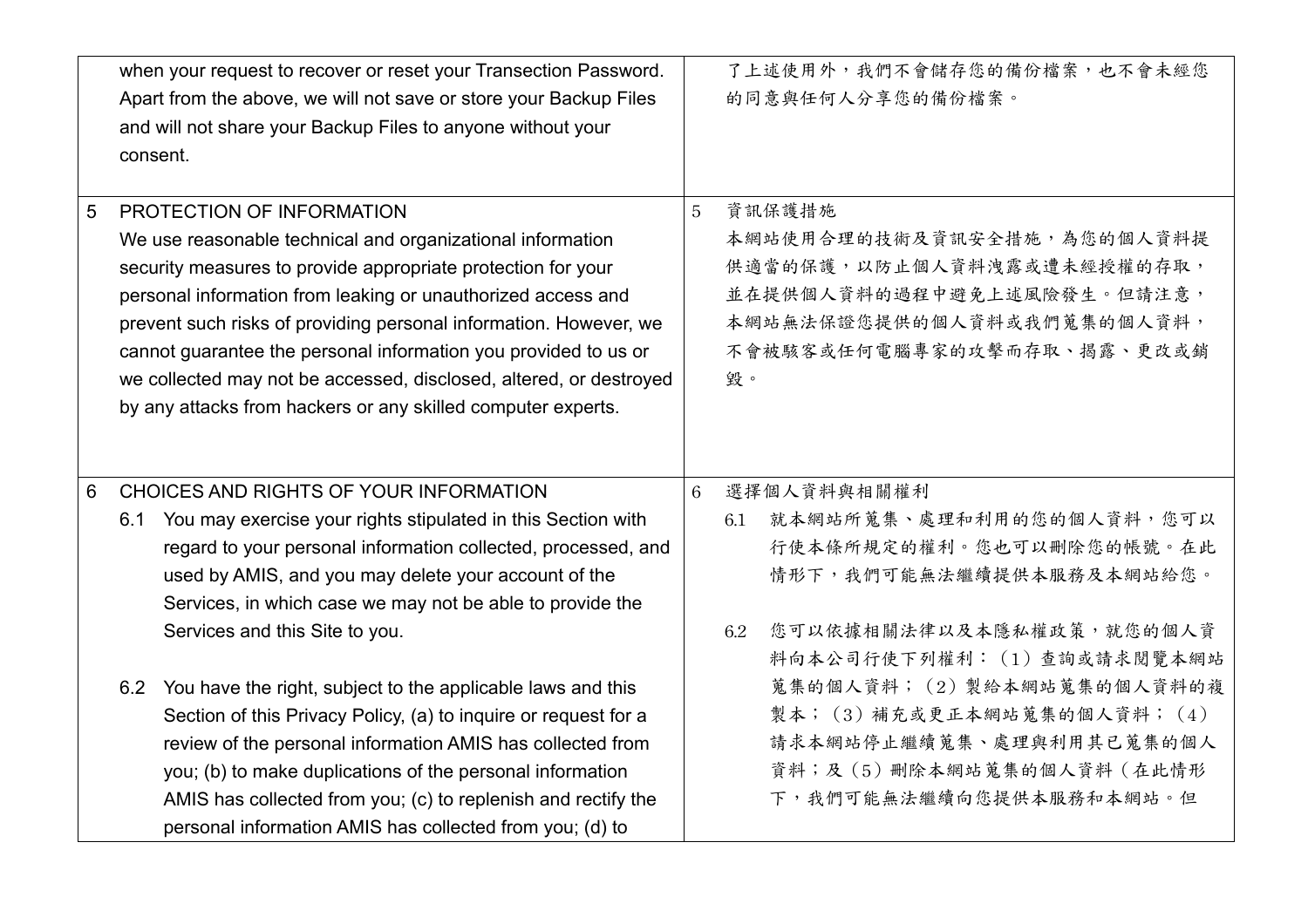| | English | | 中文 |
|---|---|---|---|
| | when your request to recover or reset your Transection Password. Apart from the above, we will not save or store your Backup Files and will not share your Backup Files to anyone without your consent. | | 了上述使用外，我們不會儲存您的備份檔案，也不會未經您的同意與任何人分享您的備份檔案。 |
| 5 | PROTECTION OF INFORMATION<br>We use reasonable technical and organizational information security measures to provide appropriate protection for your personal information from leaking or unauthorized access and prevent such risks of providing personal information. However, we cannot guarantee the personal information you provided to us or we collected may not be accessed, disclosed, altered, or destroyed by any attacks from hackers or any skilled computer experts. | 5 | 資訊保護措施<br>本網站使用合理的技術及資訊安全措施，為您的個人資料提供適當的保護，以防止個人資料洩露或遭未經授權的存取，並在提供個人資料的過程中避免上述風險發生。但請注意，本網站無法保證您提供的個人資料或我們蒐集的個人資料，不會被駭客或任何電腦專家的攻擊而存取、揭露、更改或銷毀。 |
| 6 | CHOICES AND RIGHTS OF YOUR INFORMATION<br>6.1 You may exercise your rights stipulated in this Section with regard to your personal information collected, processed, and used by AMIS, and you may delete your account of the Services, in which case we may not be able to provide the Services and this Site to you.<br><br>6.2 You have the right, subject to the applicable laws and this Section of this Privacy Policy, (a) to inquire or request for a review of the personal information AMIS has collected from you; (b) to make duplications of the personal information AMIS has collected from you; (c) to replenish and rectify the personal information AMIS has collected from you; (d) to | 6 | 選擇個人資料與相關權利<br>6.1 就本網站所蒐集、處理和利用的您的個人資料，您可以行使本條所規定的權利。您也可以刪除您的帳號。在此情形下，我們可能無法繼續提供本服務及本網站給您。<br><br>6.2 您可以依據相關法律以及本隱私權政策，就您的個人資料向本公司行使下列權利：（1）查詢或請求閱覽本網站蒐集的個人資料；（2）製給本網站蒐集的個人資料的複製本；（3）補充或更正本網站蒐集的個人資料；（4）請求本網站停止繼續蒐集、處理與利用其已蒐集的個人資料；及（5）刪除本網站蒐集的個人資料（在此情形下，我們可能無法繼續向您提供本服務和本網站。但 |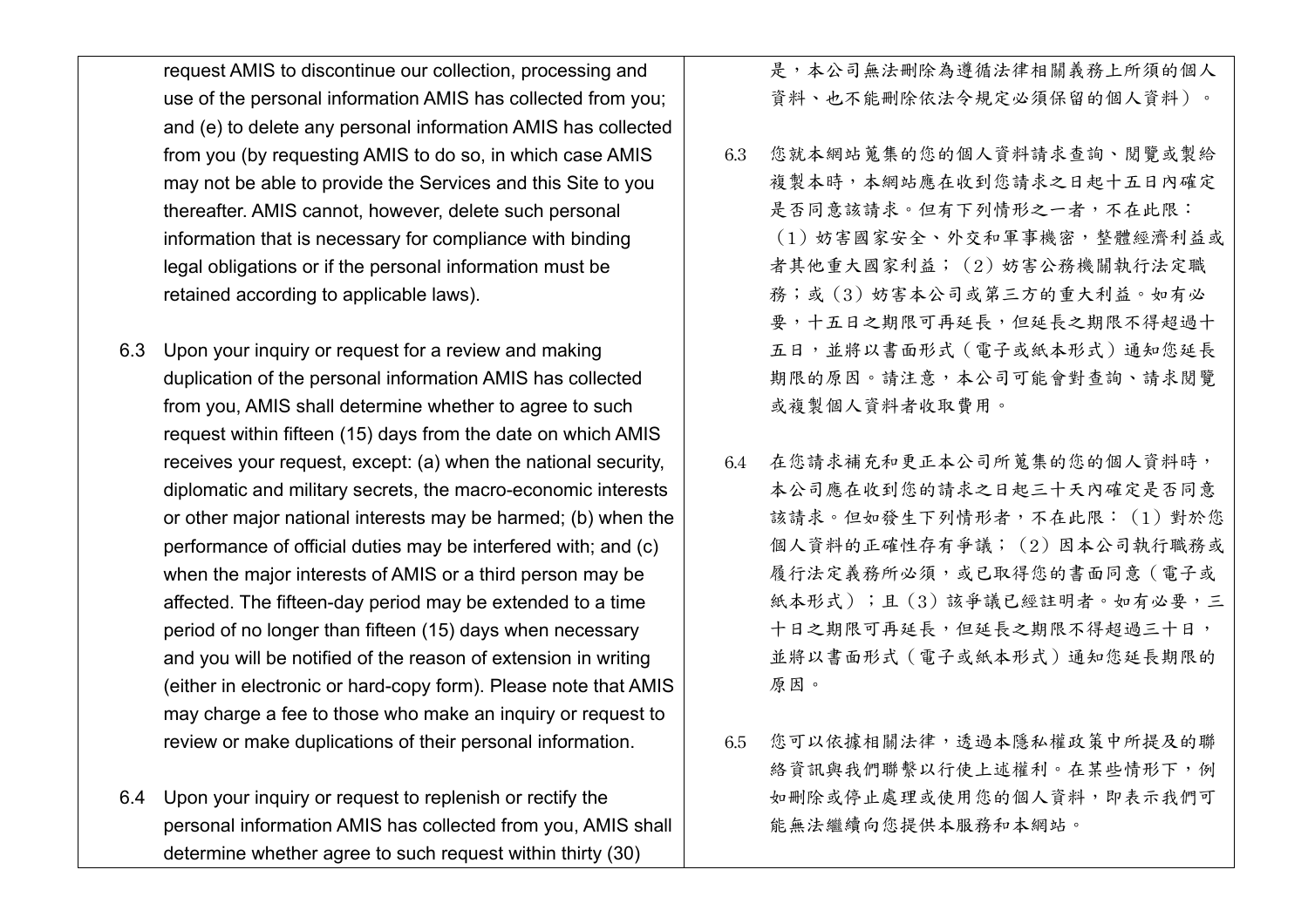request AMIS to discontinue our collection, processing and use of the personal information AMIS has collected from you; and (e) to delete any personal information AMIS has collected from you (by requesting AMIS to do so, in which case AMIS may not be able to provide the Services and this Site to you thereafter. AMIS cannot, however, delete such personal information that is necessary for compliance with binding legal obligations or if the personal information must be retained according to applicable laws).

6.3 Upon your inquiry or request for a review and making duplication of the personal information AMIS has collected from you, AMIS shall determine whether to agree to such request within fifteen (15) days from the date on which AMIS receives your request, except: (a) when the national security, diplomatic and military secrets, the macro-economic interests or other major national interests may be harmed; (b) when the performance of official duties may be interfered with; and (c) when the major interests of AMIS or a third person may be affected. The fifteen-day period may be extended to a time period of no longer than fifteen (15) days when necessary and you will be notified of the reason of extension in writing (either in electronic or hard-copy form). Please note that AMIS may charge a fee to those who make an inquiry or request to review or make duplications of their personal information.

6.4 Upon your inquiry or request to replenish or rectify the personal information AMIS has collected from you, AMIS shall determine whether agree to such request within thirty (30)

是，本公司無法刪除為遵循法律相關義務上所須的個人資料、也不能刪除依法令規定必須保留的個人資料）。

6.3 您就本網站蒐集的您的個人資料請求查詢、閱覽或製給複製本時，本網站應在收到您請求之日起十五日內確定是否同意該請求。但有下列情形之一者，不在此限：（1）妨害國家安全、外交和軍事機密，整體經濟利益或者其他重大國家利益；（2）妨害公務機關執行法定職務；或（3）妨害本公司或第三方的重大利益。如有必要，十五日之期限可再延長，但延長之期限不得超過十五日，並將以書面形式（電子或紙本形式）通知您延長期限的原因。請注意，本公司可能會對查詢、請求閱覽或複製個人資料者收取費用。

6.4 在您請求補充和更正本公司所蒐集的您的個人資料時，本公司應在收到您的請求之日起三十天內確定是否同意該請求。但如發生下列情形者，不在此限：（1）對於您個人資料的正確性存有爭議；（2）因本公司執行職務或履行法定義務所必須，或已取得您的書面同意（電子或紙本形式）；且（3）該爭議已經註明者。如有必要，三十日之期限可再延長，但延長之期限不得超過三十日，並將以書面形式（電子或紙本形式）通知您延長期限的原因。

6.5 您可以依據相關法律，透過本隱私權政策中所提及的聯絡資訊與我們聯繫以行使上述權利。在某些情形下，例如刪除或停止處理或使用您的個人資料，即表示我們可能無法繼續向您提供本服務和本網站。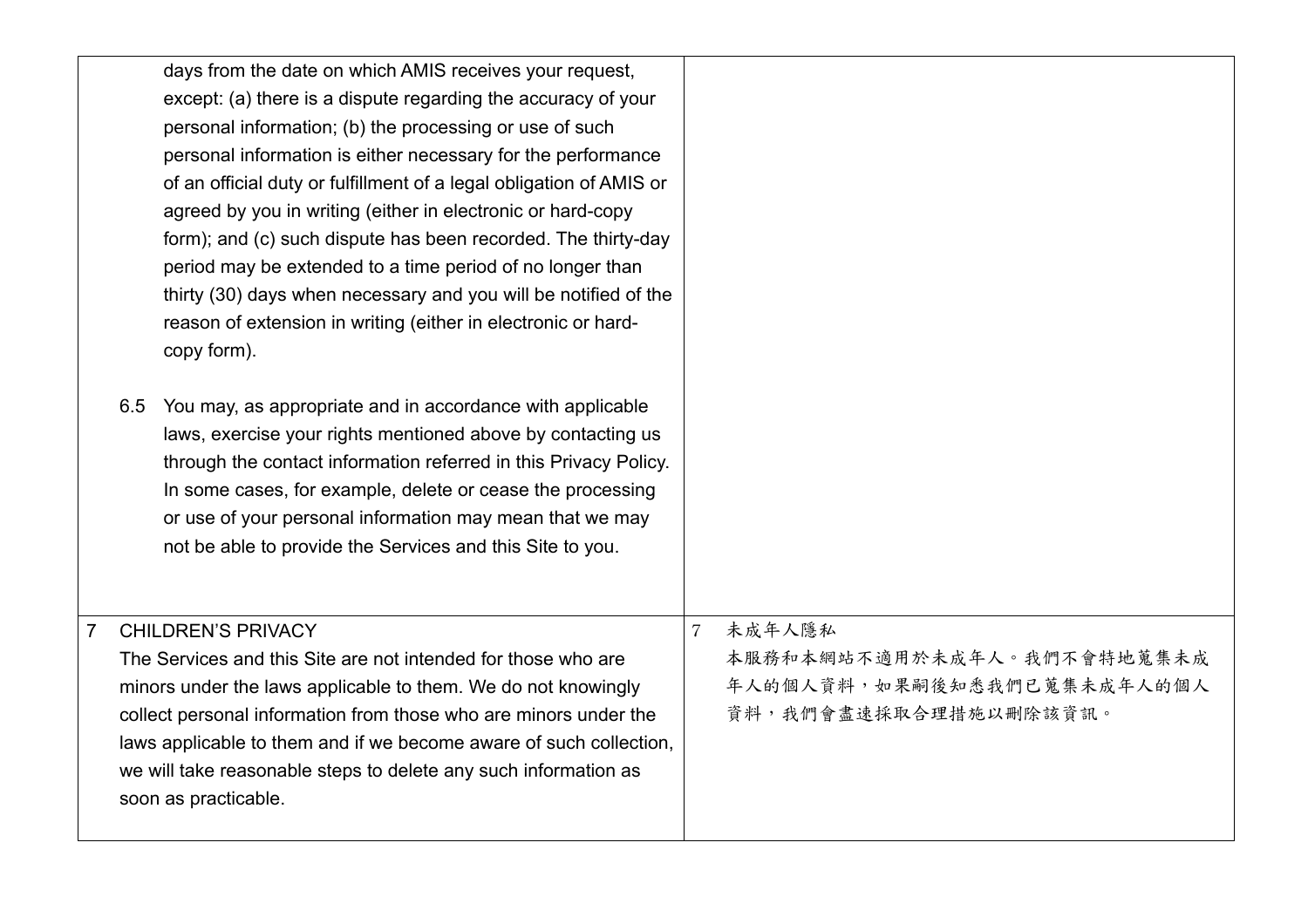| | |
|---|---|
| days from the date on which AMIS receives your request, except: (a) there is a dispute regarding the accuracy of your personal information; (b) the processing or use of such personal information is either necessary for the performance of an official duty or fulfillment of a legal obligation of AMIS or agreed by you in writing (either in electronic or hard-copy form); and (c) such dispute has been recorded. The thirty-day period may be extended to a time period of no longer than thirty (30) days when necessary and you will be notified of the reason of extension in writing (either in electronic or hard-copy form).<br><br>6.5 You may, as appropriate and in accordance with applicable laws, exercise your rights mentioned above by contacting us through the contact information referred in this Privacy Policy. In some cases, for example, delete or cease the processing or use of your personal information may mean that we may not be able to provide the Services and this Site to you. | |
| 7 CHILDREN'S PRIVACY<br>The Services and this Site are not intended for those who are minors under the laws applicable to them. We do not knowingly collect personal information from those who are minors under the laws applicable to them and if we become aware of such collection, we will take reasonable steps to delete any such information as soon as practicable. | 7 未成年人隱私<br>本服務和本網站不適用於未成年人。我們不會特地蒐集未成年人的個人資料，如果嗣後知悉我們已蒐集未成年人的個人資料，我們會盡速採取合理措施以刪除該資訊。 |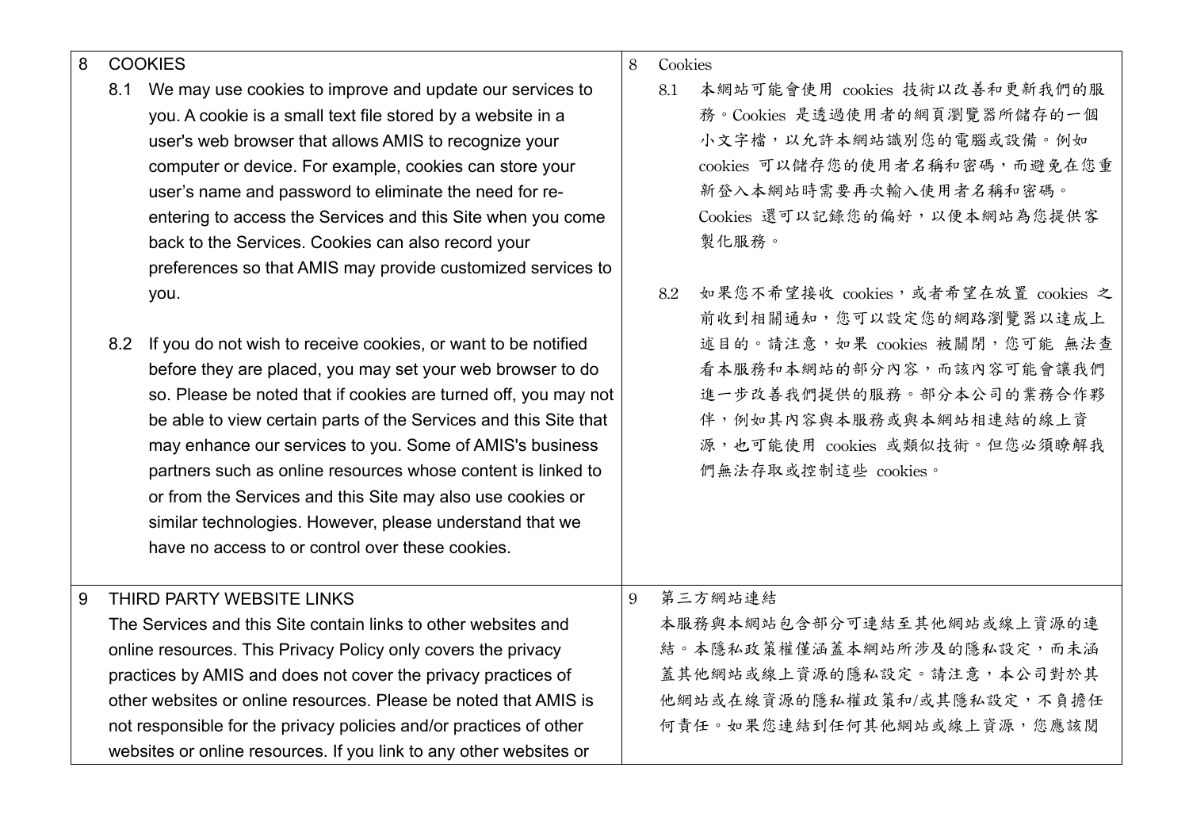| | |
|---|---|
| 8 COOKIES<br><br>8.1 We may use cookies to improve and update our services to you. A cookie is a small text file stored by a website in a user's web browser that allows AMIS to recognize your computer or device. For example, cookies can store your user's name and password to eliminate the need for re-entering to access the Services and this Site when you come back to the Services. Cookies can also record your preferences so that AMIS may provide customized services to you.<br><br>8.2 If you do not wish to receive cookies, or want to be notified before they are placed, you may set your web browser to do so. Please be noted that if cookies are turned off, you may not be able to view certain parts of the Services and this Site that may enhance our services to you. Some of AMIS's business partners such as online resources whose content is linked to or from the Services and this Site may also use cookies or similar technologies. However, please understand that we have no access to or control over these cookies. | 8 Cookies<br><br>8.1 本網站可能會使用 cookies 技術以改善和更新我們的服務。Cookies 是透過使用者的網頁瀏覽器所儲存的一個小文字檔，以允許本網站識別您的電腦或設備。例如 cookies 可以儲存您的使用者名稱和密碼，而避免在您重新登入本網站時需要再次輸入使用者名稱和密碼。Cookies 還可以記錄您的偏好，以便本網站為您提供客製化服務。<br><br>8.2 如果您不希望接收 cookies，或者希望在放置 cookies 之前收到相關通知，您可以設定您的網路瀏覽器以達成上述目的。請注意，如果 cookies 被關閉，您可能 無法查看本服務和本網站的部分內容，而該內容可能會讓我們進一步改善我們提供的服務。部分本公司的業務合作夥伴，例如其內容與本服務或與本網站相連結的線上資源，也可能使用 cookies 或類似技術。但您必須瞭解我們無法存取或控制這些 cookies。 |
| 9 THIRD PARTY WEBSITE LINKS<br><br>The Services and this Site contain links to other websites and online resources. This Privacy Policy only covers the privacy practices by AMIS and does not cover the privacy practices of other websites or online resources. Please be noted that AMIS is not responsible for the privacy policies and/or practices of other websites or online resources. If you link to any other websites or | 9 第三方網站連結<br><br>本服務與本網站包含部分可連結至其他網站或線上資源的連結。本隱私政策權僅涵蓋本網站所涉及的隱私設定，而未涵蓋其他網站或線上資源的隱私設定。請注意，本公司對於其他網站或在線資源的隱私權政策和/或其隱私設定，不負擔任何責任。如果您連結到任何其他網站或線上資源，您應該閱 |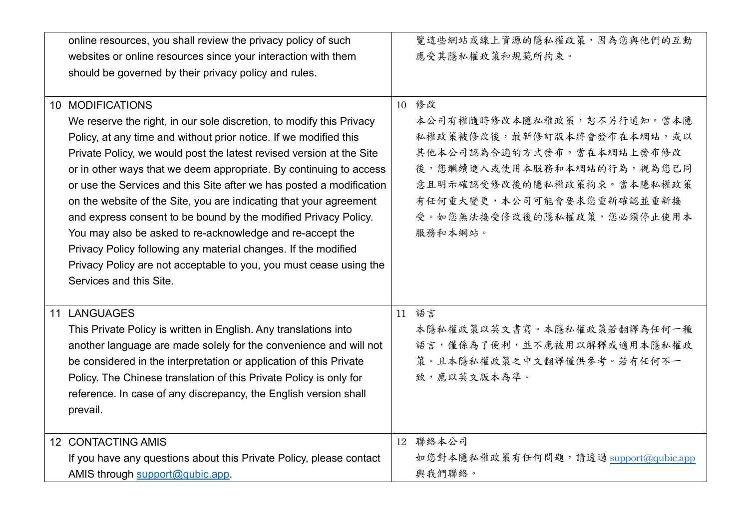| | |
|---|---|
| online resources, you shall review the privacy policy of such websites or online resources since your interaction with them should be governed by their privacy policy and rules. | 覽這些網站或線上資源的隱私權政策，因為您與他們的互動應受其隱私權政策和規範所拘束。 |
| 10 MODIFICATIONS<br>We reserve the right, in our sole discretion, to modify this Privacy Policy, at any time and without prior notice. If we modified this Private Policy, we would post the latest revised version at the Site or in other ways that we deem appropriate. By continuing to access or use the Services and this Site after we has posted a modification on the website of the Site, you are indicating that your agreement and express consent to be bound by the modified Privacy Policy. You may also be asked to re-acknowledge and re-accept the Privacy Policy following any material changes. If the modified Privacy Policy are not acceptable to you, you must cease using the Services and this Site. | 10 修改<br>本公司有權隨時修改本隱私權政策，恕不另行通知。當本隱私權政策被修改後，最新修訂版本將會發布在本網站，或以其他本公司認為合適的方式發布。當在本網站上發布修改後，您繼續進入或使用本服務和本網站的行為，視為您已同意且明示確認受修改後的隱私權政策拘束。當本隱私權政策有任何重大變更，本公司可能會要求您重新確認並重新接受。如您無法接受修改後的隱私權政策，您必須停止使用本服務和本網站。 |
| 11 LANGUAGES<br>This Private Policy is written in English. Any translations into another language are made solely for the convenience and will not be considered in the interpretation or application of this Private Policy. The Chinese translation of this Private Policy is only for reference. In case of any discrepancy, the English version shall prevail. | 11 語言<br>本隱私權政策以英文書寫。本隱私權政策若翻譯為任何一種語言，僅係為了便利，並不應被用以解釋或適用本隱私權政策。且本隱私權政策之中文翻譯僅供參考。若有任何不一致，應以英文版本為準。 |
| 12 CONTACTING AMIS<br>If you have any questions about this Private Policy, please contact AMIS through support@qubic.app. | 12 聯絡本公司<br>如您對本隱私權政策有任何問題，請透過 support@qubic.app 與我們聯絡。 |